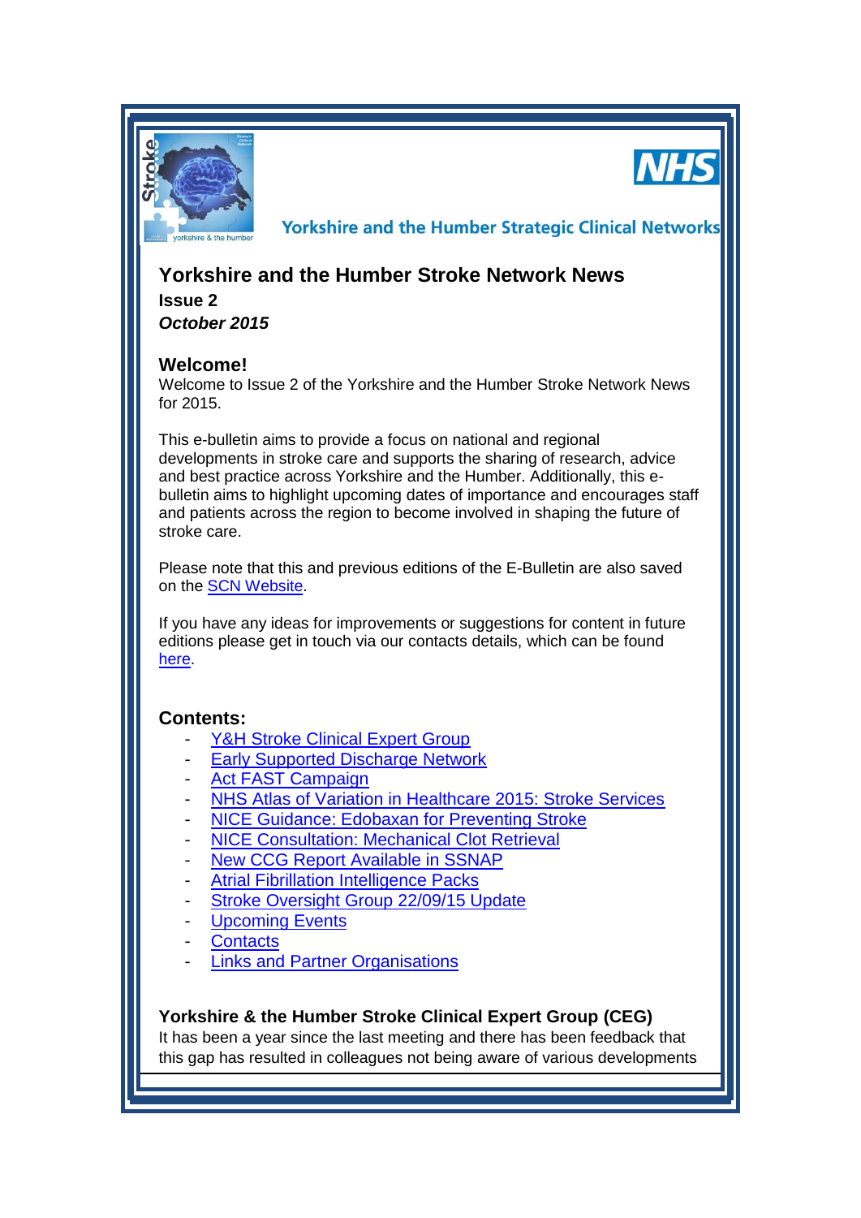Yorkshire and the Humber Strategic Clinical Networks

# Yorkshire and the Humber Stroke Network News

**Issue 2**

***October 2015***

## Welcome!

Welcome to Issue 2 of the Yorkshire and the Humber Stroke Network News for 2015.

This e-bulletin aims to provide a focus on national and regional developments in stroke care and supports the sharing of research, advice and best practice across Yorkshire and the Humber. Additionally, this e-bulletin aims to highlight upcoming dates of importance and encourages staff and patients across the region to become involved in shaping the future of stroke care.

Please note that this and previous editions of the E-Bulletin are also saved on the SCN Website.

If you have any ideas for improvements or suggestions for content in future editions please get in touch via our contacts details, which can be found here.

## Contents:

- Y&H Stroke Clinical Expert Group
- Early Supported Discharge Network
- Act FAST Campaign
- NHS Atlas of Variation in Healthcare 2015: Stroke Services
- NICE Guidance: Edobaxan for Preventing Stroke
- NICE Consultation: Mechanical Clot Retrieval
- New CCG Report Available in SSNAP
- Atrial Fibrillation Intelligence Packs
- Stroke Oversight Group 22/09/15 Update
- Upcoming Events
- Contacts
- Links and Partner Organisations

### Yorkshire & the Humber Stroke Clinical Expert Group (CEG)

It has been a year since the last meeting and there has been feedback that this gap has resulted in colleagues not being aware of various developments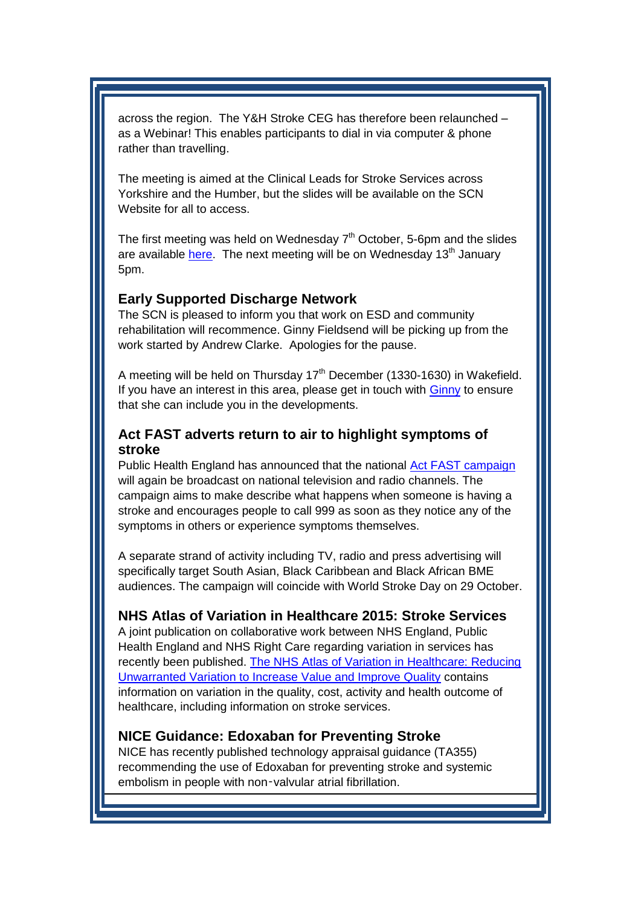across the region. The Y&H Stroke CEG has therefore been relaunched – as a Webinar! This enables participants to dial in via computer & phone rather than travelling.

The meeting is aimed at the Clinical Leads for Stroke Services across Yorkshire and the Humber, but the slides will be available on the SCN Website for all to access.

The first meeting was held on Wednesday 7th October, 5-6pm and the slides are available here. The next meeting will be on Wednesday 13th January 5pm.

### Early Supported Discharge Network

The SCN is pleased to inform you that work on ESD and community rehabilitation will recommence. Ginny Fieldsend will be picking up from the work started by Andrew Clarke. Apologies for the pause.

A meeting will be held on Thursday 17th December (1330-1630) in Wakefield. If you have an interest in this area, please get in touch with Ginny to ensure that she can include you in the developments.

### Act FAST adverts return to air to highlight symptoms of stroke

Public Health England has announced that the national Act FAST campaign will again be broadcast on national television and radio channels. The campaign aims to make describe what happens when someone is having a stroke and encourages people to call 999 as soon as they notice any of the symptoms in others or experience symptoms themselves.

A separate strand of activity including TV, radio and press advertising will specifically target South Asian, Black Caribbean and Black African BME audiences. The campaign will coincide with World Stroke Day on 29 October.

### NHS Atlas of Variation in Healthcare 2015: Stroke Services

A joint publication on collaborative work between NHS England, Public Health England and NHS Right Care regarding variation in services has recently been published. The NHS Atlas of Variation in Healthcare: Reducing Unwarranted Variation to Increase Value and Improve Quality contains information on variation in the quality, cost, activity and health outcome of healthcare, including information on stroke services.

### NICE Guidance: Edoxaban for Preventing Stroke

NICE has recently published technology appraisal guidance (TA355) recommending the use of Edoxaban for preventing stroke and systemic embolism in people with non-valvular atrial fibrillation.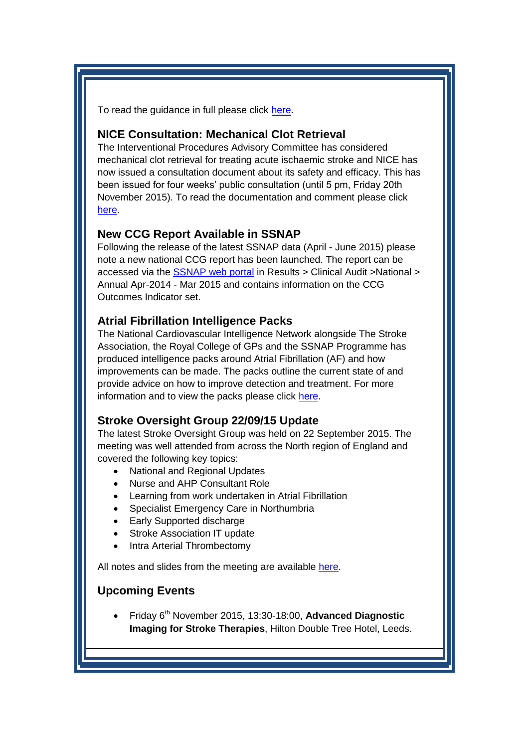To read the guidance in full please click here.

### NICE Consultation: Mechanical Clot Retrieval

The Interventional Procedures Advisory Committee has considered mechanical clot retrieval for treating acute ischaemic stroke and NICE has now issued a consultation document about its safety and efficacy. This has been issued for four weeks' public consultation (until 5 pm, Friday 20th November 2015). To read the documentation and comment please click here.

### New CCG Report Available in SSNAP

Following the release of the latest SSNAP data (April - June 2015) please note a new national CCG report has been launched. The report can be accessed via the SSNAP web portal in Results > Clinical Audit >National > Annual Apr-2014 - Mar 2015 and contains information on the CCG Outcomes Indicator set.

### Atrial Fibrillation Intelligence Packs

The National Cardiovascular Intelligence Network alongside The Stroke Association, the Royal College of GPs and the SSNAP Programme has produced intelligence packs around Atrial Fibrillation (AF) and how improvements can be made. The packs outline the current state of and provide advice on how to improve detection and treatment. For more information and to view the packs please click here.

### Stroke Oversight Group 22/09/15 Update

The latest Stroke Oversight Group was held on 22 September 2015. The meeting was well attended from across the North region of England and covered the following key topics:

- National and Regional Updates
- Nurse and AHP Consultant Role
- Learning from work undertaken in Atrial Fibrillation
- Specialist Emergency Care in Northumbria
- Early Supported discharge
- Stroke Association IT update
- Intra Arterial Thrombectomy

All notes and slides from the meeting are available here.

### Upcoming Events

- Friday 6th November 2015, 13:30-18:00, **Advanced Diagnostic Imaging for Stroke Therapies**, Hilton Double Tree Hotel, Leeds.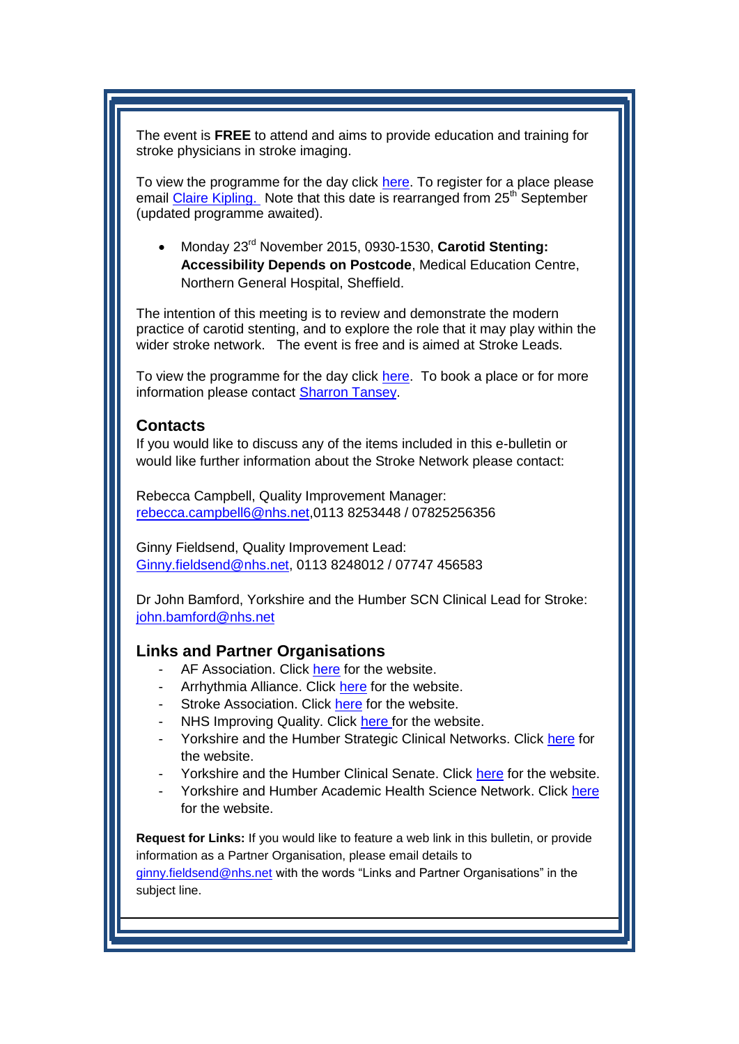The event is **FREE** to attend and aims to provide education and training for stroke physicians in stroke imaging.

To view the programme for the day click here. To register for a place please email Claire Kipling. Note that this date is rearranged from 25th September (updated programme awaited).

- Monday 23rd November 2015, 0930-1530, **Carotid Stenting: Accessibility Depends on Postcode**, Medical Education Centre, Northern General Hospital, Sheffield.

The intention of this meeting is to review and demonstrate the modern practice of carotid stenting, and to explore the role that it may play within the wider stroke network. The event is free and is aimed at Stroke Leads.

To view the programme for the day click here. To book a place or for more information please contact Sharron Tansey.

## Contacts

If you would like to discuss any of the items included in this e-bulletin or would like further information about the Stroke Network please contact:

Rebecca Campbell, Quality Improvement Manager:
rebecca.campbell6@nhs.net,0113 8253448 / 07825256356

Ginny Fieldsend, Quality Improvement Lead:
Ginny.fieldsend@nhs.net, 0113 8248012 / 07747 456583

Dr John Bamford, Yorkshire and the Humber SCN Clinical Lead for Stroke:
john.bamford@nhs.net

## Links and Partner Organisations

- AF Association. Click here for the website.
- Arrhythmia Alliance. Click here for the website.
- Stroke Association. Click here for the website.
- NHS Improving Quality. Click here for the website.
- Yorkshire and the Humber Strategic Clinical Networks. Click here for the website.
- Yorkshire and the Humber Clinical Senate. Click here for the website.
- Yorkshire and Humber Academic Health Science Network. Click here for the website.

**Request for Links:** If you would like to feature a web link in this bulletin, or provide information as a Partner Organisation, please email details to ginny.fieldsend@nhs.net with the words "Links and Partner Organisations" in the subject line.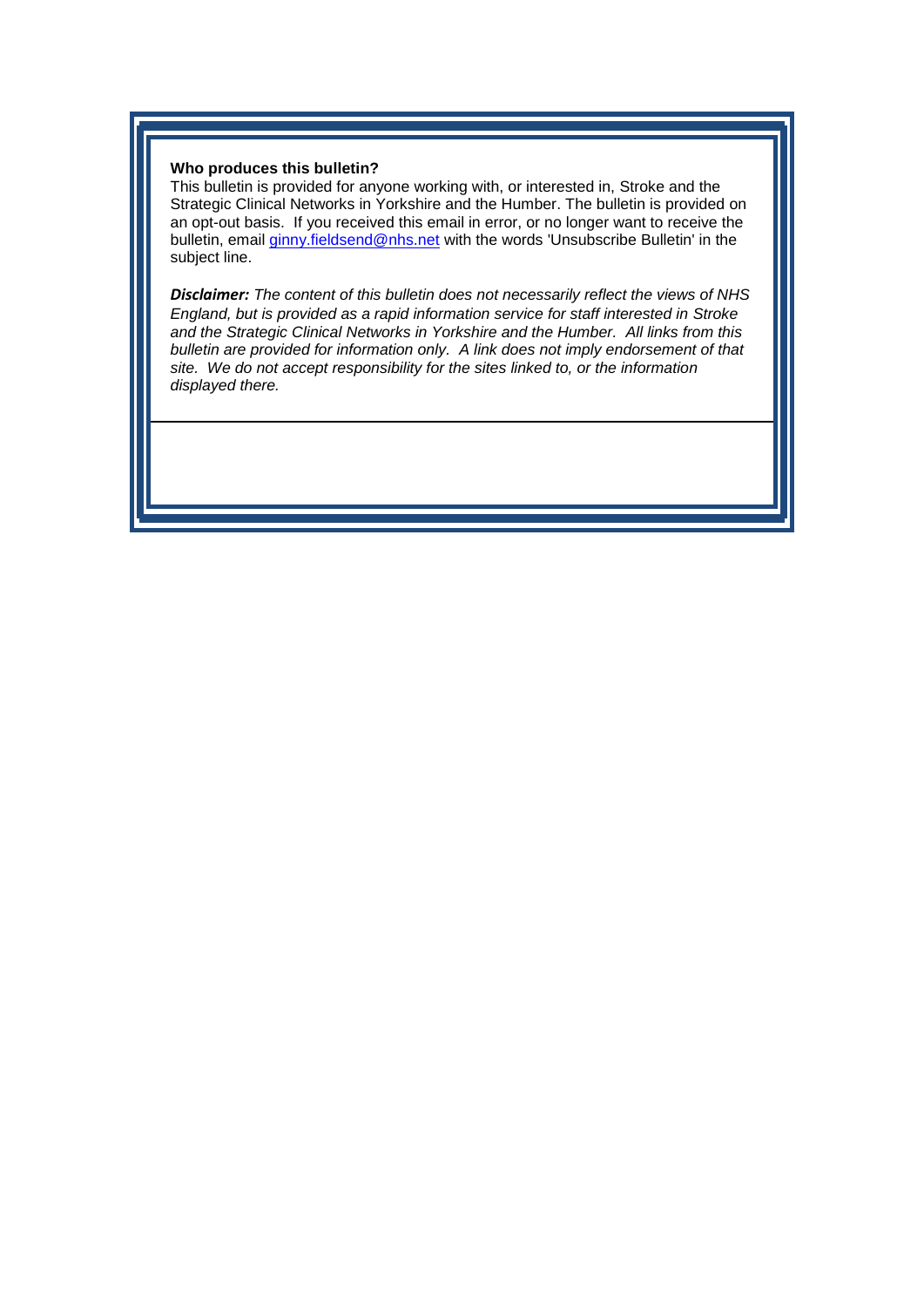**Who produces this bulletin?**
This bulletin is provided for anyone working with, or interested in, Stroke and the Strategic Clinical Networks in Yorkshire and the Humber. The bulletin is provided on an opt-out basis. If you received this email in error, or no longer want to receive the bulletin, email ginny.fieldsend@nhs.net with the words 'Unsubscribe Bulletin' in the subject line.

***Disclaimer:*** *The content of this bulletin does not necessarily reflect the views of NHS England, but is provided as a rapid information service for staff interested in Stroke and the Strategic Clinical Networks in Yorkshire and the Humber. All links from this bulletin are provided for information only. A link does not imply endorsement of that site. We do not accept responsibility for the sites linked to, or the information displayed there.*